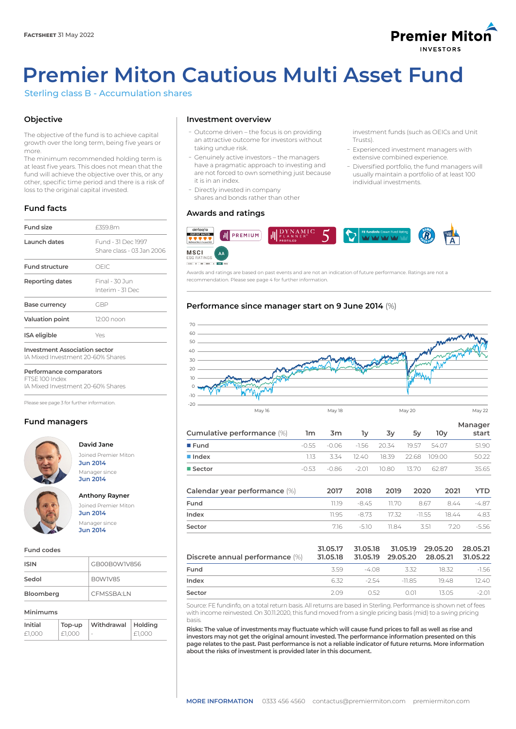**FACTSHEET** 31 May 2022

# Premier Miton Cautious Multi Asset Fund

Sterling class B - Accumulation shares

## Objective

The objective of the fund is to achieve capital growth over the long term, being five years or more.

The minimum recommended holding term is at least five years. This does not mean that the fund will achieve the objective over this, or any other, specific time period and there is a risk of loss to the original capital invested.

## Fund facts

| | |
|---|---|
| Fund size | £359.8m |
| Launch dates | Fund - 31 Dec 1997<br>Share class - 03 Jan 2006 |
| Fund structure | OEIC |
| Reporting dates | Final - 30 Jun<br>Interim - 31 Dec |
| Base currency | GBP |
| Valuation point | 12:00 noon |
| ISA eligible | Yes |

**Investment Association sector**
IA Mixed Investment 20-60% Shares

**Performance comparators**
FTSE 100 Index
IA Mixed Investment 20-60% Shares

Please see page 3 for further information.

## Fund managers

**David Jane**
Joined Premier Miton **Jun 2014**
Manager since **Jun 2014**

**Anthony Rayner**
Joined Premier Miton **Jun 2014**
Manager since **Jun 2014**

### Fund codes

| | |
|---|---|
| ISIN | GB00B0W1V856 |
| Sedol | B0W1V85 |
| Bloomberg | CFMSSBA:LN |

### Minimums

| Initial | Top-up | Withdrawal | Holding |
|---|---|---|---|
| £1,000 | £1,000 | - | £1,000 |

## Investment overview

- Outcome driven – the focus is on providing an attractive outcome for investors without taking undue risk.
- Genuinely active investors – the managers have a pragmatic approach to investing and are not forced to own something just because it is in an index.
- Directly invested in company shares and bonds rather than other investment funds (such as OEICs and Unit Trusts).
- Experienced investment managers with extensive combined experience.
- Diversified portfolio, the fund managers will usually maintain a portfolio of at least 100 individual investments.

## Awards and ratings

Awards and ratings are based on past events and are not an indication of future performance. Ratings are not a recommendation. Please see page 4 for further information.

## Performance since manager start on 9 June 2014 (%)

| Cumulative performance (%) | 1m | 3m | 1y | 3y | 5y | 10y | Manager start |
|---|---|---|---|---|---|---|---|
| Fund | -0.55 | -0.06 | -1.56 | 20.34 | 19.57 | 54.07 | 51.90 |
| Index | 1.13 | 3.34 | 12.40 | 18.39 | 22.68 | 109.00 | 50.22 |
| Sector | -0.53 | -0.86 | -2.01 | 10.80 | 13.70 | 62.87 | 35.65 |

| Calendar year performance (%) | 2017 | 2018 | 2019 | 2020 | 2021 | YTD |
|---|---|---|---|---|---|---|
| Fund | 11.19 | -8.45 | 11.70 | 8.67 | 8.44 | -4.87 |
| Index | 11.95 | -8.73 | 17.32 | -11.55 | 18.44 | 4.83 |
| Sector | 7.16 | -5.10 | 11.84 | 3.51 | 7.20 | -5.56 |

| Discrete annual performance (%) | 31.05.17<br>31.05.18 | 31.05.18<br>31.05.19 | 31.05.19<br>29.05.20 | 29.05.20<br>28.05.21 | 28.05.21<br>31.05.22 |
|---|---|---|---|---|---|
| Fund | 3.59 | -4.08 | 3.32 | 18.32 | -1.56 |
| Index | 6.32 | -2.54 | -11.85 | 19.48 | 12.40 |
| Sector | 2.09 | 0.52 | 0.01 | 13.05 | -2.01 |

Source: FE fundinfo, on a total return basis. All returns are based in Sterling. Performance is shown net of fees with income reinvested. On 30.11.2020, this fund moved from a single pricing basis (mid) to a swing pricing basis.

**Risks: The value of investments may fluctuate which will cause fund prices to fall as well as rise and investors may not get the original amount invested. The performance information presented on this page relates to the past. Past performance is not a reliable indicator of future returns. More information about the risks of investment is provided later in this document.**

**MORE INFORMATION** 0333 456 4560 contactus@premiermiton.com premiermiton.com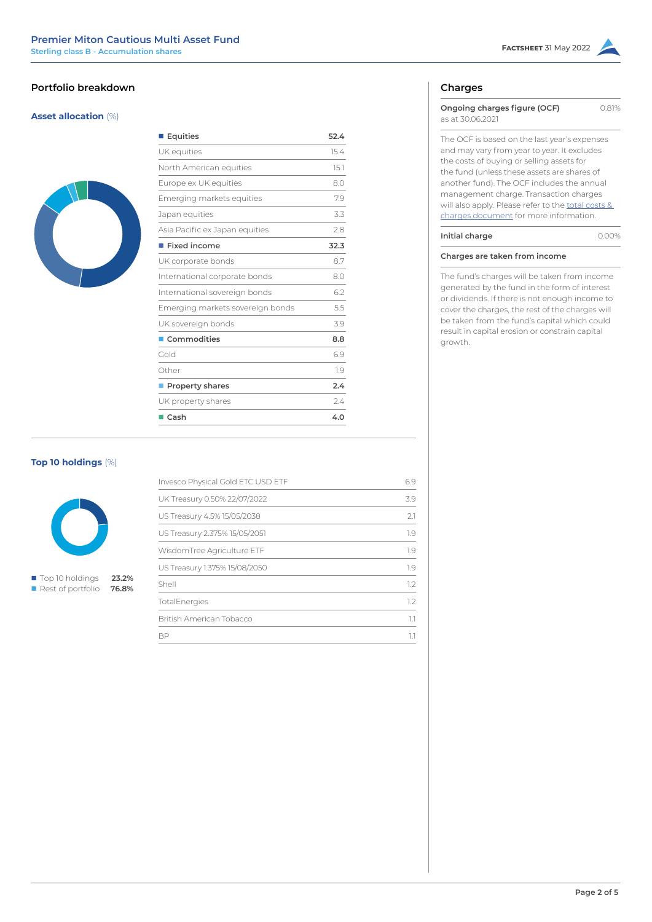## Portfolio breakdown

### Asset allocation (%)

| | |
|---|---|
| **Equities** | **52.4** |
| UK equities | 15.4 |
| North American equities | 15.1 |
| Europe ex UK equities | 8.0 |
| Emerging markets equities | 7.9 |
| Japan equities | 3.3 |
| Asia Pacific ex Japan equities | 2.8 |
| **Fixed income** | **32.3** |
| UK corporate bonds | 8.7 |
| International corporate bonds | 8.0 |
| International sovereign bonds | 6.2 |
| Emerging markets sovereign bonds | 5.5 |
| UK sovereign bonds | 3.9 |
| **Commodities** | **8.8** |
| Gold | 6.9 |
| Other | 1.9 |
| **Property shares** | **2.4** |
| UK property shares | 2.4 |
| **Cash** | **4.0** |

### Top 10 holdings (%)

| | |
|---|---|
| Top 10 holdings | **23.2%** |
| Rest of portfolio | **76.8%** |

| | |
|---|---|
| Invesco Physical Gold ETC USD ETF | 6.9 |
| UK Treasury 0.50% 22/07/2022 | 3.9 |
| US Treasury 4.5% 15/05/2038 | 2.1 |
| US Treasury 2.375% 15/05/2051 | 1.9 |
| WisdomTree Agriculture ETF | 1.9 |
| US Treasury 1.375% 15/08/2050 | 1.9 |
| Shell | 1.2 |
| TotalEnergies | 1.2 |
| British American Tobacco | 1.1 |
| BP | 1.1 |

## Charges

**Ongoing charges figure (OCF)** 0.81%
as at 30.06.2021

The OCF is based on the last year's expenses and may vary from year to year. It excludes the costs of buying or selling assets for the fund (unless these assets are shares of another fund). The OCF includes the annual management charge. Transaction charges will also apply. Please refer to the total costs & charges document for more information.

**Initial charge** 0.00%

**Charges are taken from income**

The fund's charges will be taken from income generated by the fund in the form of interest or dividends. If there is not enough income to cover the charges, the rest of the charges will be taken from the fund's capital which could result in capital erosion or constrain capital growth.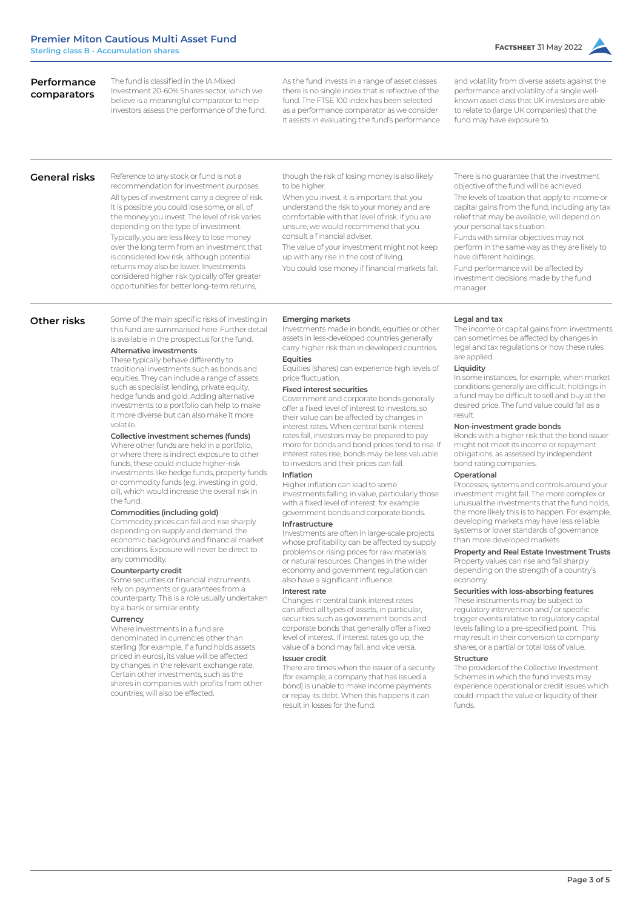## Performance comparators

The fund is classified in the IA Mixed Investment 20-60% Shares sector, which we believe is a meaningful comparator to help investors assess the performance of the fund.

As the fund invests in a range of asset classes there is no single index that is reflective of the fund. The FTSE 100 index has been selected as a performance comparator as we consider it assists in evaluating the fund's performance and volatility from diverse assets against the performance and volatility of a single well-known asset class that UK investors are able to relate to (large UK companies) that the fund may have exposure to.

## General risks

Reference to any stock or fund is not a recommendation for investment purposes.

All types of investment carry a degree of risk. It is possible you could lose some, or all, of the money you invest. The level of risk varies depending on the type of investment.

Typically, you are less likely to lose money over the long term from an investment that is considered low risk, although potential returns may also be lower. Investments considered higher risk typically offer greater opportunities for better long-term returns, though the risk of losing money is also likely to be higher.

When you invest, it is important that you understand the risk to your money and are comfortable with that level of risk. If you are unsure, we would recommend that you consult a financial adviser.

The value of your investment might not keep up with any rise in the cost of living.

You could lose money if financial markets fall.

There is no guarantee that the investment objective of the fund will be achieved.

The levels of taxation that apply to income or capital gains from the fund, including any tax relief that may be available, will depend on your personal tax situation.

Funds with similar objectives may not perform in the same way as they are likely to have different holdings.

Fund performance will be affected by investment decisions made by the fund manager.

## Other risks

Some of the main specific risks of investing in this fund are summarised here. Further detail is available in the prospectus for the fund.

**Alternative investments**
These typically behave differently to traditional investments such as bonds and equities. They can include a range of assets such as specialist lending, private equity, hedge funds and gold. Adding alternative investments to a portfolio can help to make it more diverse but can also make it more volatile.

**Collective investment schemes (funds)**
Where other funds are held in a portfolio, or where there is indirect exposure to other funds, these could include higher-risk investments like hedge funds, property funds or commodity funds (e.g. investing in gold, oil), which would increase the overall risk in the fund.

**Commodities (including gold)**
Commodity prices can fall and rise sharply depending on supply and demand, the economic background and financial market conditions. Exposure will never be direct to any commodity.

**Counterparty credit**
Some securities or financial instruments rely on payments or guarantees from a counterparty. This is a role usually undertaken by a bank or similar entity.

**Currency**
Where investments in a fund are denominated in currencies other than sterling (for example, if a fund holds assets priced in euros), its value will be affected by changes in the relevant exchange rate. Certain other investments, such as the shares in companies with profits from other countries, will also be effected.

**Emerging markets**
Investments made in bonds, equities or other assets in less-developed countries generally carry higher risk than in developed countries.

**Equities**
Equities (shares) can experience high levels of price fluctuation.

**Fixed interest securities**
Government and corporate bonds generally offer a fixed level of interest to investors, so their value can be affected by changes in interest rates. When central bank interest rates fall, investors may be prepared to pay more for bonds and bond prices tend to rise. If interest rates rise, bonds may be less valuable to investors and their prices can fall.

**Inflation**
Higher inflation can lead to some investments falling in value, particularly those with a fixed level of interest, for example government bonds and corporate bonds.

**Infrastructure**
Investments are often in large-scale projects whose profitability can be affected by supply problems or rising prices for raw materials or natural resources. Changes in the wider economy and government regulation can also have a significant influence.

**Interest rate**
Changes in central bank interest rates can affect all types of assets, in particular, securities such as government bonds and corporate bonds that generally offer a fixed level of interest. If interest rates go up, the value of a bond may fall, and vice versa.

**Issuer credit**
There are times when the issuer of a security (for example, a company that has issued a bond) is unable to make income payments or repay its debt. When this happens it can result in losses for the fund.

**Legal and tax**
The income or capital gains from investments can sometimes be affected by changes in legal and tax regulations or how these rules are applied.

**Liquidity**
In some instances, for example, when market conditions generally are difficult, holdings in a fund may be difficult to sell and buy at the desired price. The fund value could fall as a result.

**Non-investment grade bonds**
Bonds with a higher risk that the bond issuer might not meet its income or repayment obligations, as assessed by independent bond rating companies.

**Operational**
Processes, systems and controls around your investment might fail. The more complex or unusual the investments that the fund holds, the more likely this is to happen. For example, developing markets may have less reliable systems or lower standards of governance than more developed markets.

**Property and Real Estate Investment Trusts**
Property values can rise and fall sharply depending on the strength of a country's economy.

**Securities with loss-absorbing features**
These instruments may be subject to regulatory intervention and / or specific trigger events relative to regulatory capital levels falling to a pre-specified point. This may result in their conversion to company shares, or a partial or total loss of value.

**Structure**
The providers of the Collective Investment Schemes in which the fund invests may experience operational or credit issues which could impact the value or liquidity of their funds.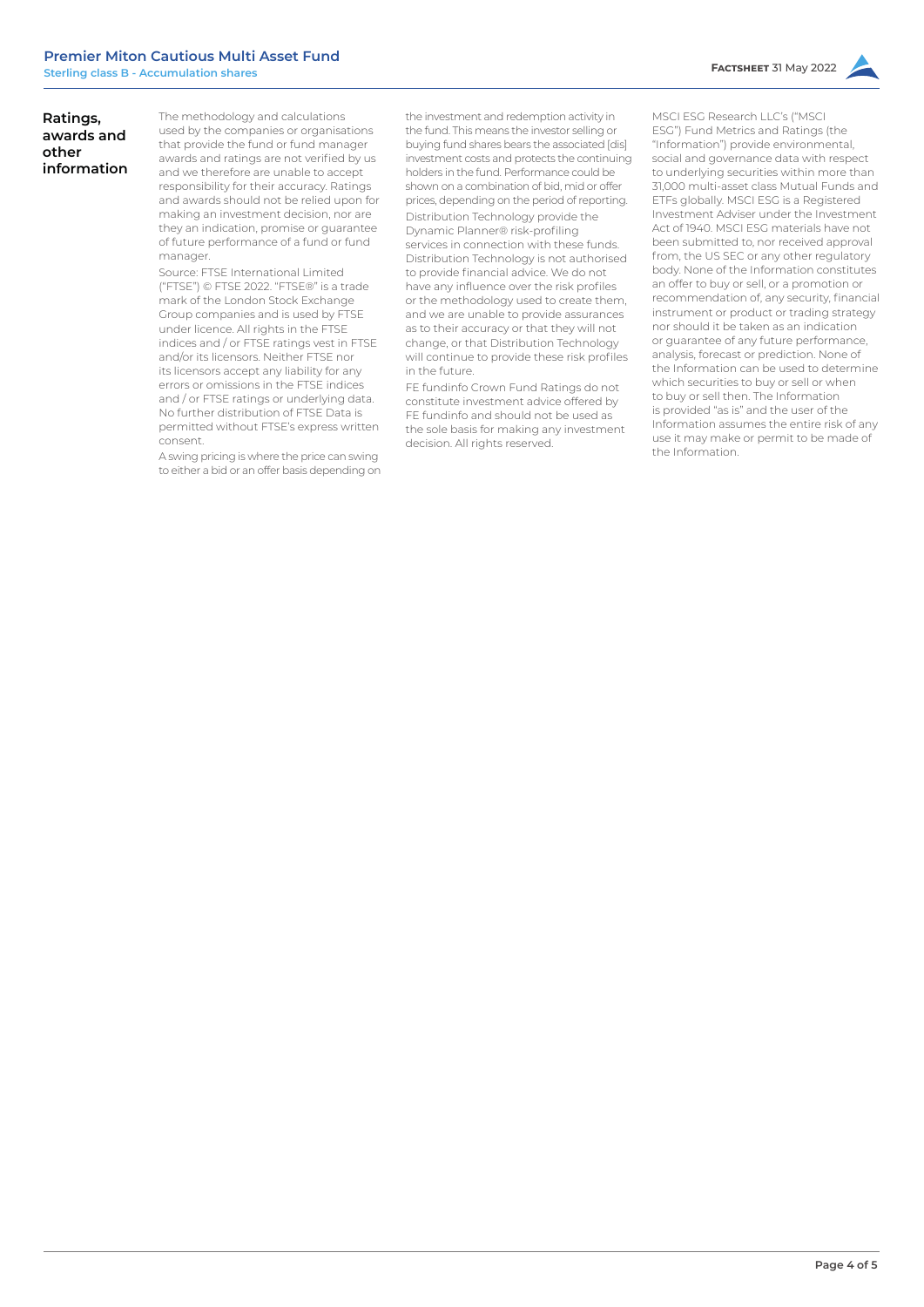## Ratings, awards and other information

The methodology and calculations used by the companies or organisations that provide the fund or fund manager awards and ratings are not verified by us and we therefore are unable to accept responsibility for their accuracy. Ratings and awards should not be relied upon for making an investment decision, nor are they an indication, promise or guarantee of future performance of a fund or fund manager.

Source: FTSE International Limited ("FTSE") © FTSE 2022. "FTSE®" is a trade mark of the London Stock Exchange Group companies and is used by FTSE under licence. All rights in the FTSE indices and / or FTSE ratings vest in FTSE and/or its licensors. Neither FTSE nor its licensors accept any liability for any errors or omissions in the FTSE indices and / or FTSE ratings or underlying data. No further distribution of FTSE Data is permitted without FTSE's express written consent.

A swing pricing is where the price can swing to either a bid or an offer basis depending on the investment and redemption activity in the fund. This means the investor selling or buying fund shares bears the associated [dis] investment costs and protects the continuing holders in the fund. Performance could be shown on a combination of bid, mid or offer prices, depending on the period of reporting.

Distribution Technology provide the Dynamic Planner® risk-profiling services in connection with these funds. Distribution Technology is not authorised to provide financial advice. We do not have any influence over the risk profiles or the methodology used to create them, and we are unable to provide assurances as to their accuracy or that they will not change, or that Distribution Technology will continue to provide these risk profiles in the future.

FE fundinfo Crown Fund Ratings do not constitute investment advice offered by FE fundinfo and should not be used as the sole basis for making any investment decision. All rights reserved.

MSCI ESG Research LLC's ("MSCI ESG") Fund Metrics and Ratings (the "Information") provide environmental, social and governance data with respect to underlying securities within more than 31,000 multi-asset class Mutual Funds and ETFs globally. MSCI ESG is a Registered Investment Adviser under the Investment Act of 1940. MSCI ESG materials have not been submitted to, nor received approval from, the US SEC or any other regulatory body. None of the Information constitutes an offer to buy or sell, or a promotion or recommendation of, any security, financial instrument or product or trading strategy nor should it be taken as an indication or guarantee of any future performance, analysis, forecast or prediction. None of the Information can be used to determine which securities to buy or sell or when to buy or sell then. The Information is provided "as is" and the user of the Information assumes the entire risk of any use it may make or permit to be made of the Information.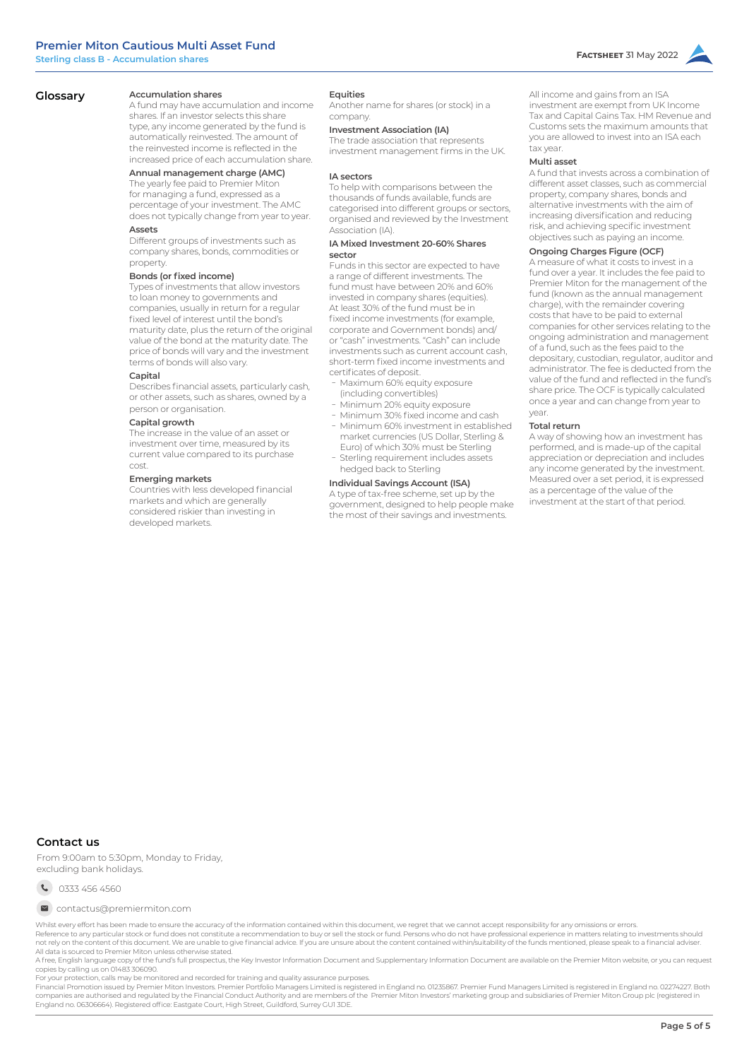## Glossary

**Accumulation shares**
A fund may have accumulation and income shares. If an investor selects this share type, any income generated by the fund is automatically reinvested. The amount of the reinvested income is reflected in the increased price of each accumulation share.

**Annual management charge (AMC)**
The yearly fee paid to Premier Miton for managing a fund, expressed as a percentage of your investment. The AMC does not typically change from year to year.

**Assets**
Different groups of investments such as company shares, bonds, commodities or property.

**Bonds (or fixed income)**
Types of investments that allow investors to loan money to governments and companies, usually in return for a regular fixed level of interest until the bond's maturity date, plus the return of the original value of the bond at the maturity date. The price of bonds will vary and the investment terms of bonds will also vary.

**Capital**
Describes financial assets, particularly cash, or other assets, such as shares, owned by a person or organisation.

**Capital growth**
The increase in the value of an asset or investment over time, measured by its current value compared to its purchase cost.

**Emerging markets**
Countries with less developed financial markets and which are generally considered riskier than investing in developed markets.

**Equities**
Another name for shares (or stock) in a company.

**Investment Association (IA)**
The trade association that represents investment management firms in the UK.

**IA sectors**
To help with comparisons between the thousands of funds available, funds are categorised into different groups or sectors, organised and reviewed by the Investment Association (IA).

**IA Mixed Investment 20-60% Shares sector**
Funds in this sector are expected to have a range of different investments. The fund must have between 20% and 60% invested in company shares (equities). At least 30% of the fund must be in fixed income investments (for example, corporate and Government bonds) and/or "cash" investments. "Cash" can include investments such as current account cash, short-term fixed income investments and certificates of deposit.

- Maximum 60% equity exposure (including convertibles)
- Minimum 20% equity exposure
- Minimum 30% fixed income and cash
- Minimum 60% investment in established market currencies (US Dollar, Sterling & Euro) of which 30% must be Sterling
- Sterling requirement includes assets hedged back to Sterling

**Individual Savings Account (ISA)**
A type of tax-free scheme, set up by the government, designed to help people make the most of their savings and investments.

All income and gains from an ISA investment are exempt from UK Income Tax and Capital Gains Tax. HM Revenue and Customs sets the maximum amounts that you are allowed to invest into an ISA each tax year.

**Multi asset**
A fund that invests across a combination of different asset classes, such as commercial property, company shares, bonds and alternative investments with the aim of increasing diversification and reducing risk, and achieving specific investment objectives such as paying an income.

**Ongoing Charges Figure (OCF)**
A measure of what it costs to invest in a fund over a year. It includes the fee paid to Premier Miton for the management of the fund (known as the annual management charge), with the remainder covering costs that have to be paid to external companies for other services relating to the ongoing administration and management of a fund, such as the fees paid to the depositary, custodian, regulator, auditor and administrator. The fee is deducted from the value of the fund and reflected in the fund's share price. The OCF is typically calculated once a year and can change from year to year.

**Total return**
A way of showing how an investment has performed, and is made-up of the capital appreciation or depreciation and includes any income generated by the investment. Measured over a set period, it is expressed as a percentage of the value of the investment at the start of that period.

## Contact us

From 9:00am to 5:30pm, Monday to Friday, excluding bank holidays.

0333 456 4560

contactus@premiermiton.com

Whilst every effort has been made to ensure the accuracy of the information contained within this document, we regret that we cannot accept responsibility for any omissions or errors.
Reference to any particular stock or fund does not constitute a recommendation to buy or sell the stock or fund. Persons who do not have professional experience in matters relating to investments should not rely on the content of this document. We are unable to give financial advice. If you are unsure about the content contained within/suitability of the funds mentioned, please speak to a financial adviser.
All data is sourced to Premier Miton unless otherwise stated.
A free, English language copy of the fund's full prospectus, the Key Investor Information Document and Supplementary Information Document are available on the Premier Miton website, or you can request copies by calling us on 01483 306090.
For your protection, calls may be monitored and recorded for training and quality assurance purposes.
Financial Promotion issued by Premier Miton Investors. Premier Portfolio Managers Limited is registered in England no. 01235867. Premier Fund Managers Limited is registered in England no. 02274227. Both companies are authorised and regulated by the Financial Conduct Authority and are members of the Premier Miton Investors' marketing group and subsidiaries of Premier Miton Group plc (registered in England no. 06306664). Registered office: Eastgate Court, High Street, Guildford, Surrey GU1 3DE.